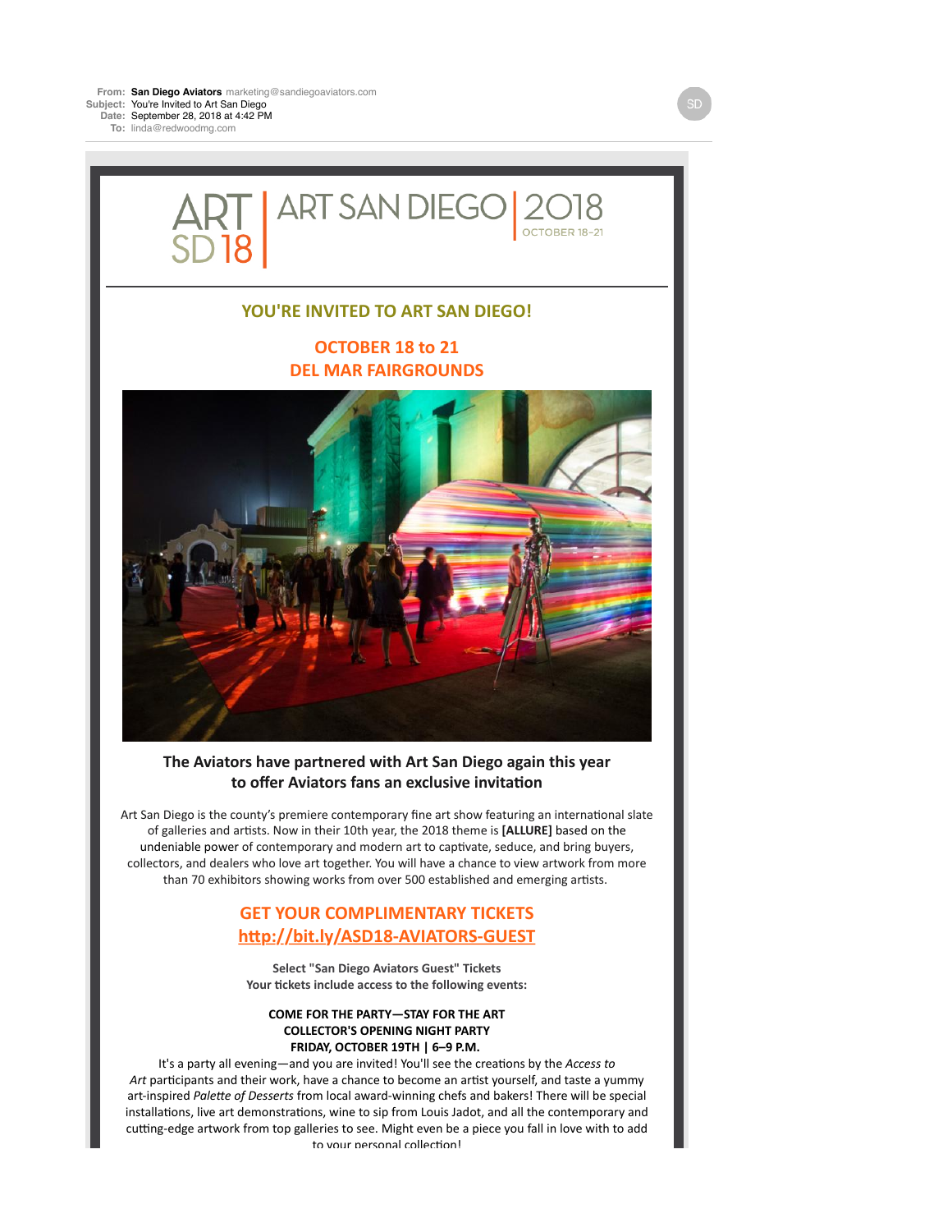**From:** San Diego Aviators marketing@sandiegoaviators.com
**Subject:** You're Invited to Art San Diego
**Date:** September 28, 2018 at 4:42 PM
**To:** linda@redwoodmg.com

ART SD 18 | ART SAN DIEGO | 2018 OCTOBER 18–21

## YOU'RE INVITED TO ART SAN DIEGO!

## OCTOBER 18 to 21
## DEL MAR FAIRGROUNDS

### The Aviators have partnered with Art San Diego again this year to offer Aviators fans an exclusive invitation

Art San Diego is the county's premiere contemporary fine art show featuring an international slate of galleries and artists. Now in their 10th year, the 2018 theme is **[ALLURE]** based on the undeniable power of contemporary and modern art to captivate, seduce, and bring buyers, collectors, and dealers who love art together. You will have a chance to view artwork from more than 70 exhibitors showing works from over 500 established and emerging artists.

## GET YOUR COMPLIMENTARY TICKETS
## http://bit.ly/ASD18-AVIATORS-GUEST

**Select "San Diego Aviators Guest" Tickets**
**Your tickets include access to the following events:**

**COME FOR THE PARTY—STAY FOR THE ART**
**COLLECTOR'S OPENING NIGHT PARTY**
**FRIDAY, OCTOBER 19TH | 6–9 P.M.**

It's a party all evening—and you are invited! You'll see the creations by the *Access to Art* participants and their work, have a chance to become an artist yourself, and taste a yummy art-inspired *Palette of Desserts* from local award-winning chefs and bakers! There will be special installations, live art demonstrations, wine to sip from Louis Jadot, and all the contemporary and cutting-edge artwork from top galleries to see. Might even be a piece you fall in love with to add to your personal collection!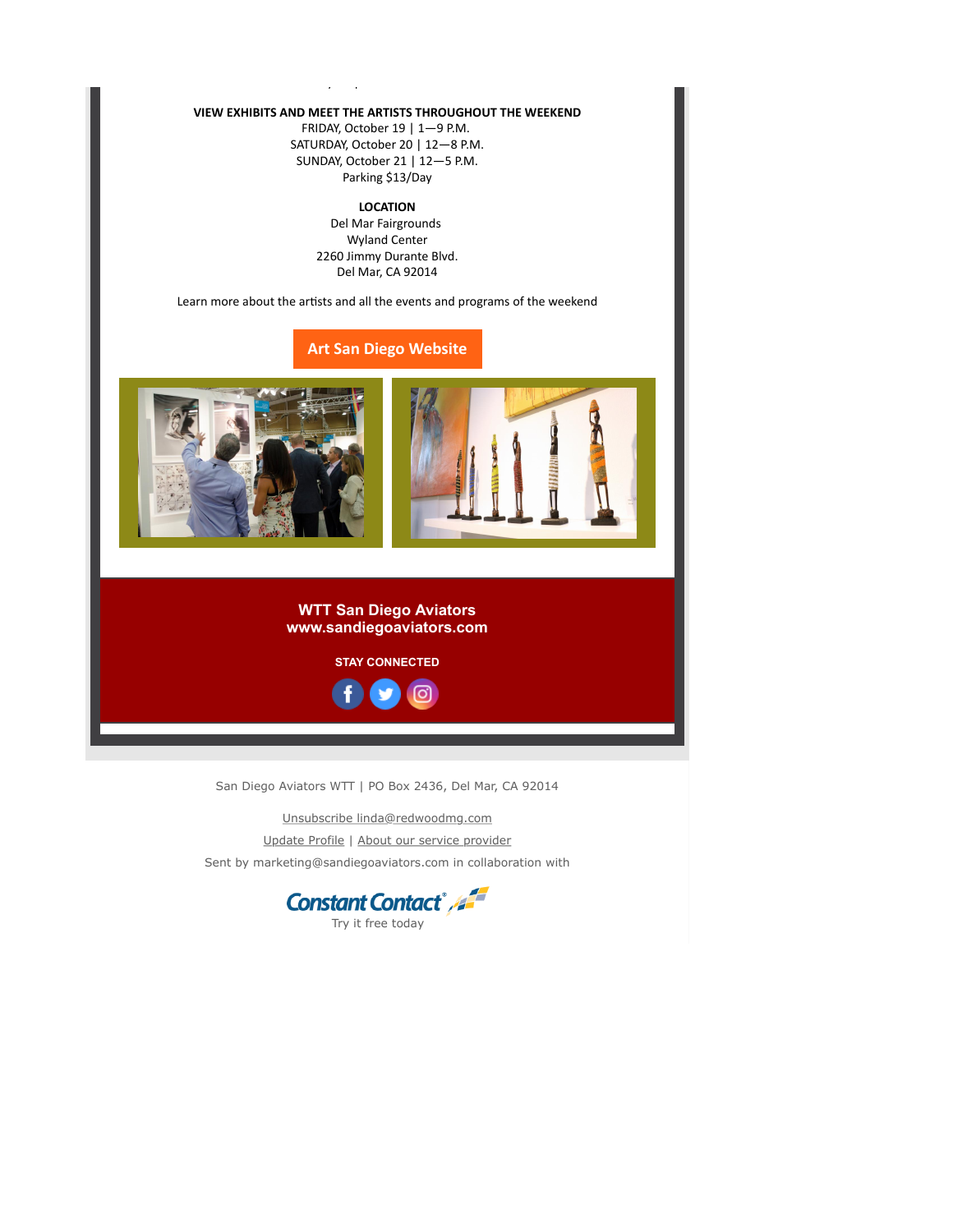**VIEW EXHIBITS AND MEET THE ARTISTS THROUGHOUT THE WEEKEND**

FRIDAY, October 19 | 1—9 P.M.
SATURDAY, October 20 | 12—8 P.M.
SUNDAY, October 21 | 12—5 P.M.
Parking $13/Day

**LOCATION**

Del Mar Fairgrounds
Wyland Center
2260 Jimmy Durante Blvd.
Del Mar, CA 92014

Learn more about the artists and all the events and programs of the weekend

**Art San Diego Website**

**WTT San Diego Aviators**
**www.sandiegoaviators.com**

**STAY CONNECTED**

San Diego Aviators WTT | PO Box 2436, Del Mar, CA 92014

Unsubscribe linda@redwoodmg.com

Update Profile | About our service provider

Sent by marketing@sandiegoaviators.com in collaboration with

Constant Contact

Try it free today